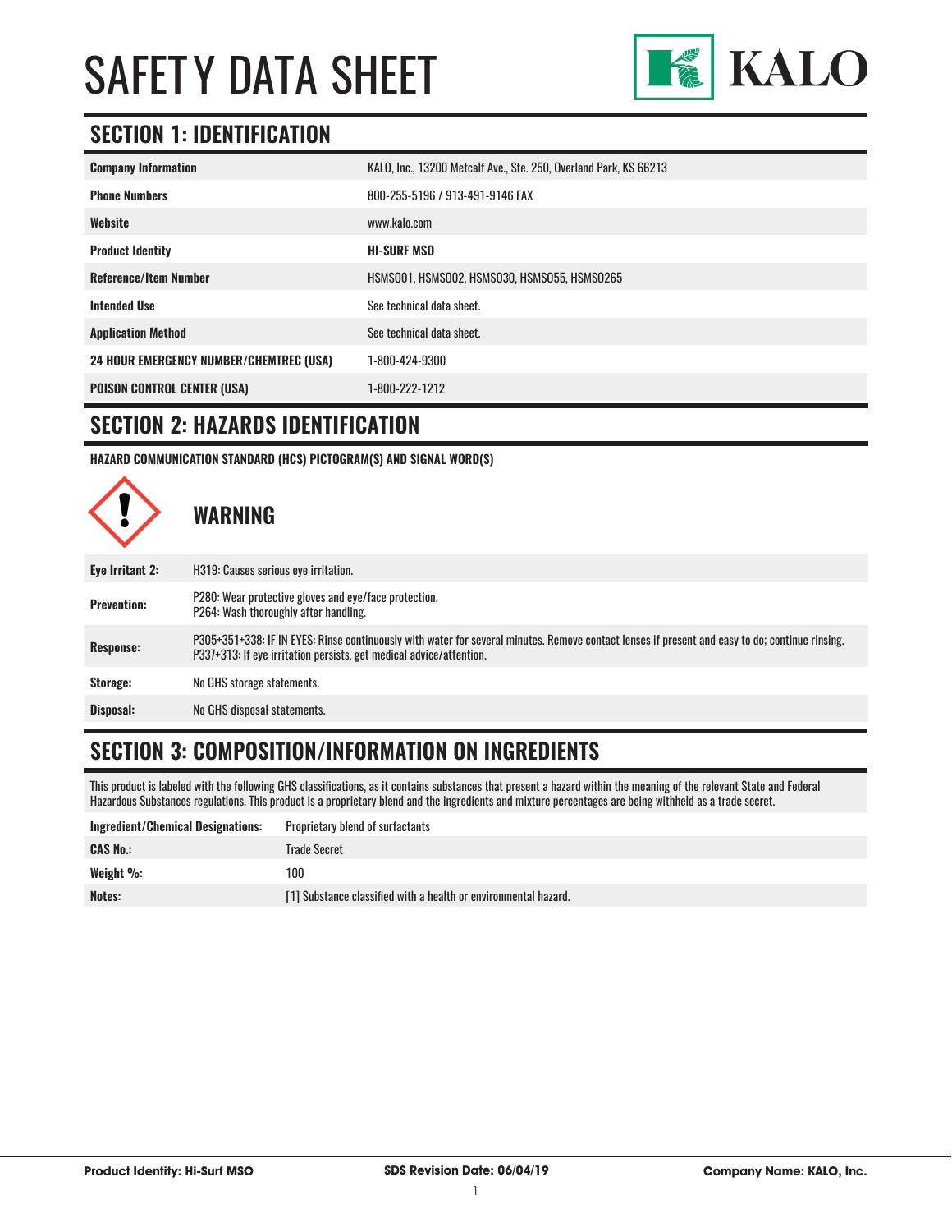# SAFETY DATA SHEET

KALO

## SECTION 1: IDENTIFICATION

| | |
|---|---|
| **Company Information** | KALO, Inc., 13200 Metcalf Ave., Ste. 250, Overland Park, KS 66213 |
| **Phone Numbers** | 800-255-5196 / 913-491-9146 FAX |
| **Website** | www.kalo.com |
| **Product Identity** | **HI-SURF MSO** |
| **Reference/Item Number** | HSMSO01, HSMSO02, HSMSO30, HSMSO55, HSMSO265 |
| **Intended Use** | See technical data sheet. |
| **Application Method** | See technical data sheet. |
| **24 HOUR EMERGENCY NUMBER/CHEMTREC (USA)** | 1-800-424-9300 |
| **POISON CONTROL CENTER (USA)** | 1-800-222-1212 |

## SECTION 2: HAZARDS IDENTIFICATION

**HAZARD COMMUNICATION STANDARD (HCS) PICTOGRAM(S) AND SIGNAL WORD(S)**

### WARNING

| | |
|---|---|
| **Eye Irritant 2:** | H319: Causes serious eye irritation. |
| **Prevention:** | P280: Wear protective gloves and eye/face protection.<br>P264: Wash thoroughly after handling. |
| **Response:** | P305+351+338: IF IN EYES: Rinse continuously with water for several minutes. Remove contact lenses if present and easy to do; continue rinsing.<br>P337+313: If eye irritation persists, get medical advice/attention. |
| **Storage:** | No GHS storage statements. |
| **Disposal:** | No GHS disposal statements. |

## SECTION 3: COMPOSITION/INFORMATION ON INGREDIENTS

This product is labeled with the following GHS classifications, as it contains substances that present a hazard within the meaning of the relevant State and Federal Hazardous Substances regulations. This product is a proprietary blend and the ingredients and mixture percentages are being withheld as a trade secret.

| | |
|---|---|
| **Ingredient/Chemical Designations:** | Proprietary blend of surfactants |
| **CAS No.:** | Trade Secret |
| **Weight %:** | 100 |
| **Notes:** | [1] Substance classified with a health or environmental hazard. |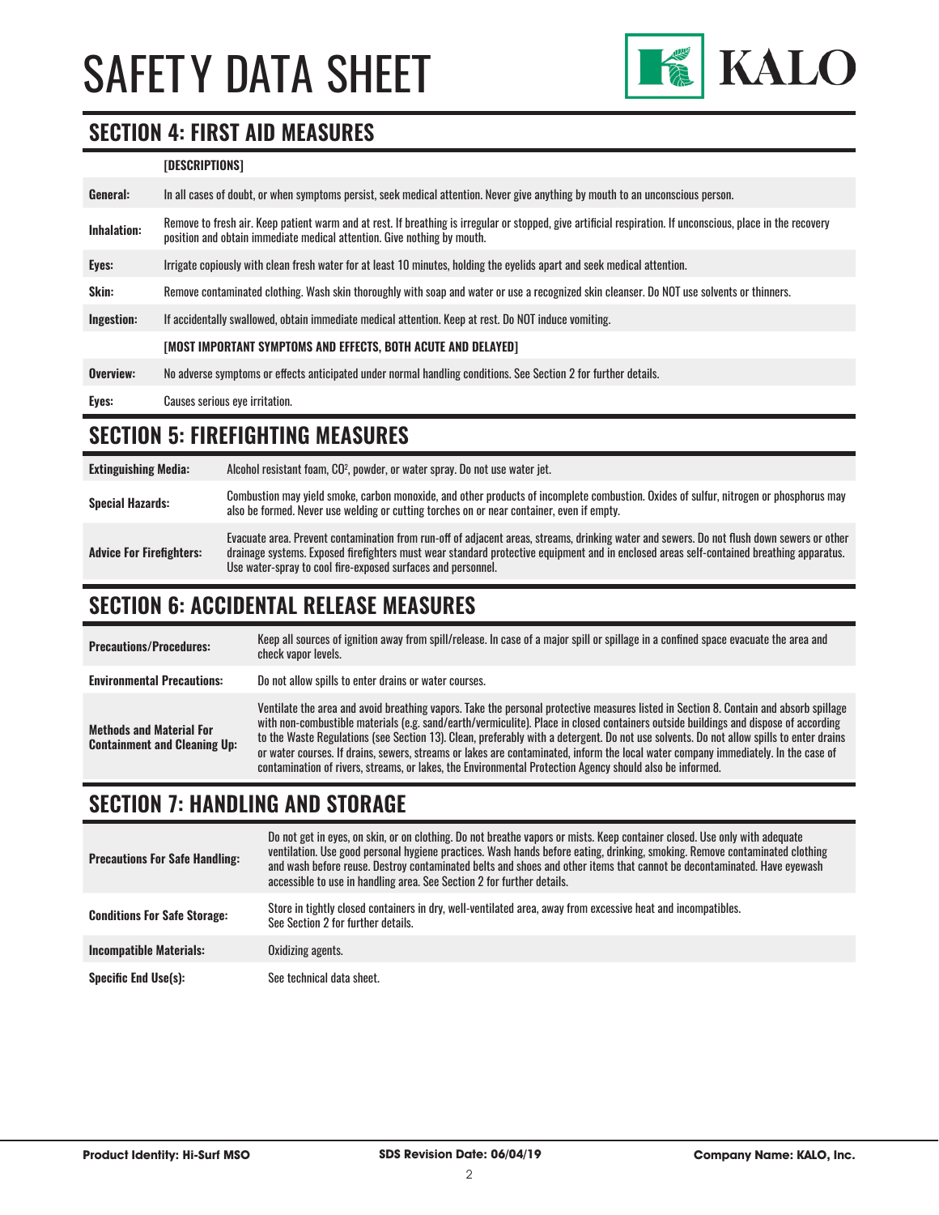## SECTION 4: FIRST AID MEASURES

| | [DESCRIPTIONS] |
|---|---|
| **General:** | In all cases of doubt, or when symptoms persist, seek medical attention. Never give anything by mouth to an unconscious person. |
| **Inhalation:** | Remove to fresh air. Keep patient warm and at rest. If breathing is irregular or stopped, give artificial respiration. If unconscious, place in the recovery position and obtain immediate medical attention. Give nothing by mouth. |
| **Eyes:** | Irrigate copiously with clean fresh water for at least 10 minutes, holding the eyelids apart and seek medical attention. |
| **Skin:** | Remove contaminated clothing. Wash skin thoroughly with soap and water or use a recognized skin cleanser. Do NOT use solvents or thinners. |
| **Ingestion:** | If accidentally swallowed, obtain immediate medical attention. Keep at rest. Do NOT induce vomiting. |
| | **[MOST IMPORTANT SYMPTOMS AND EFFECTS, BOTH ACUTE AND DELAYED]** |
| **Overview:** | No adverse symptoms or effects anticipated under normal handling conditions. See Section 2 for further details. |
| **Eyes:** | Causes serious eye irritation. |

## SECTION 5: FIREFIGHTING MEASURES

| | |
|---|---|
| **Extinguishing Media:** | Alcohol resistant foam, $CO^2$, powder, or water spray. Do not use water jet. |
| **Special Hazards:** | Combustion may yield smoke, carbon monoxide, and other products of incomplete combustion. Oxides of sulfur, nitrogen or phosphorus may also be formed. Never use welding or cutting torches on or near container, even if empty. |
| **Advice For Firefighters:** | Evacuate area. Prevent contamination from run-off of adjacent areas, streams, drinking water and sewers. Do not flush down sewers or other drainage systems. Exposed firefighters must wear standard protective equipment and in enclosed areas self-contained breathing apparatus. Use water-spray to cool fire-exposed surfaces and personnel. |

## SECTION 6: ACCIDENTAL RELEASE MEASURES

| | |
|---|---|
| **Precautions/Procedures:** | Keep all sources of ignition away from spill/release. In case of a major spill or spillage in a confined space evacuate the area and check vapor levels. |
| **Environmental Precautions:** | Do not allow spills to enter drains or water courses. |
| **Methods and Material For Containment and Cleaning Up:** | Ventilate the area and avoid breathing vapors. Take the personal protective measures listed in Section 8. Contain and absorb spillage with non-combustible materials (e.g. sand/earth/vermiculite). Place in closed containers outside buildings and dispose of according to the Waste Regulations (see Section 13). Clean, preferably with a detergent. Do not use solvents. Do not allow spills to enter drains or water courses. If drains, sewers, streams or lakes are contaminated, inform the local water company immediately. In the case of contamination of rivers, streams, or lakes, the Environmental Protection Agency should also be informed. |

## SECTION 7: HANDLING AND STORAGE

| | |
|---|---|
| **Precautions For Safe Handling:** | Do not get in eyes, on skin, or on clothing. Do not breathe vapors or mists. Keep container closed. Use only with adequate ventilation. Use good personal hygiene practices. Wash hands before eating, drinking, smoking. Remove contaminated clothing and wash before reuse. Destroy contaminated belts and shoes and other items that cannot be decontaminated. Have eyewash accessible to use in handling area. See Section 2 for further details. |
| **Conditions For Safe Storage:** | Store in tightly closed containers in dry, well-ventilated area, away from excessive heat and incompatibles. See Section 2 for further details. |
| **Incompatible Materials:** | Oxidizing agents. |
| **Specific End Use(s):** | See technical data sheet. |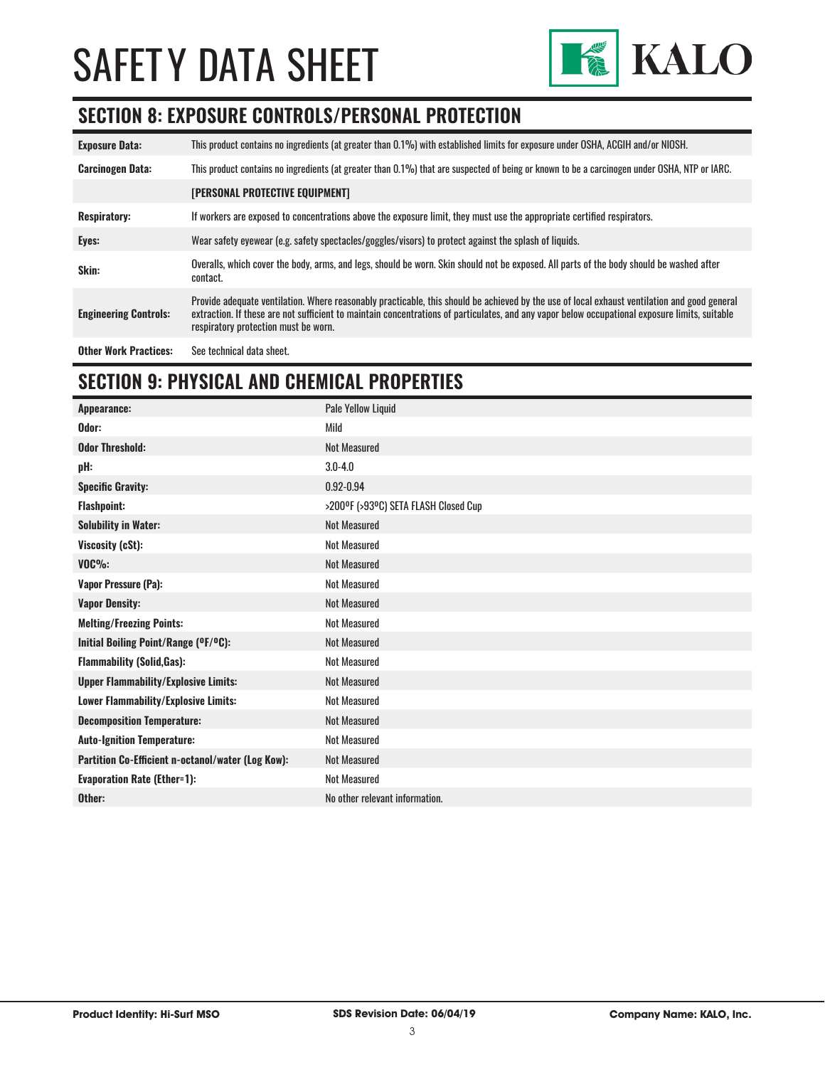# SAFETY DATA SHEET

## SECTION 8: EXPOSURE CONTROLS/PERSONAL PROTECTION

| | |
|---|---|
| **Exposure Data:** | This product contains no ingredients (at greater than 0.1%) with established limits for exposure under OSHA, ACGIH and/or NIOSH. |
| **Carcinogen Data:** | This product contains no ingredients (at greater than 0.1%) that are suspected of being or known to be a carcinogen under OSHA, NTP or IARC. |
| | **[PERSONAL PROTECTIVE EQUIPMENT]** |
| **Respiratory:** | If workers are exposed to concentrations above the exposure limit, they must use the appropriate certified respirators. |
| **Eyes:** | Wear safety eyewear (e.g. safety spectacles/goggles/visors) to protect against the splash of liquids. |
| **Skin:** | Overalls, which cover the body, arms, and legs, should be worn. Skin should not be exposed. All parts of the body should be washed after contact. |
| **Engineering Controls:** | Provide adequate ventilation. Where reasonably practicable, this should be achieved by the use of local exhaust ventilation and good general extraction. If these are not sufficient to maintain concentrations of particulates, and any vapor below occupational exposure limits, suitable respiratory protection must be worn. |
| **Other Work Practices:** | See technical data sheet. |

## SECTION 9: PHYSICAL AND CHEMICAL PROPERTIES

| | |
|---|---|
| **Appearance:** | Pale Yellow Liquid |
| **Odor:** | Mild |
| **Odor Threshold:** | Not Measured |
| **pH:** | 3.0-4.0 |
| **Specific Gravity:** | 0.92-0.94 |
| **Flashpoint:** | >200ºF (>93ºC) SETA FLASH Closed Cup |
| **Solubility in Water:** | Not Measured |
| **Viscosity (cSt):** | Not Measured |
| **VOC%:** | Not Measured |
| **Vapor Pressure (Pa):** | Not Measured |
| **Vapor Density:** | Not Measured |
| **Melting/Freezing Points:** | Not Measured |
| **Initial Boiling Point/Range (ºF/ºC):** | Not Measured |
| **Flammability (Solid,Gas):** | Not Measured |
| **Upper Flammability/Explosive Limits:** | Not Measured |
| **Lower Flammability/Explosive Limits:** | Not Measured |
| **Decomposition Temperature:** | Not Measured |
| **Auto-Ignition Temperature:** | Not Measured |
| **Partition Co-Efficient n-octanol/water (Log Kow):** | Not Measured |
| **Evaporation Rate (Ether=1):** | Not Measured |
| **Other:** | No other relevant information. |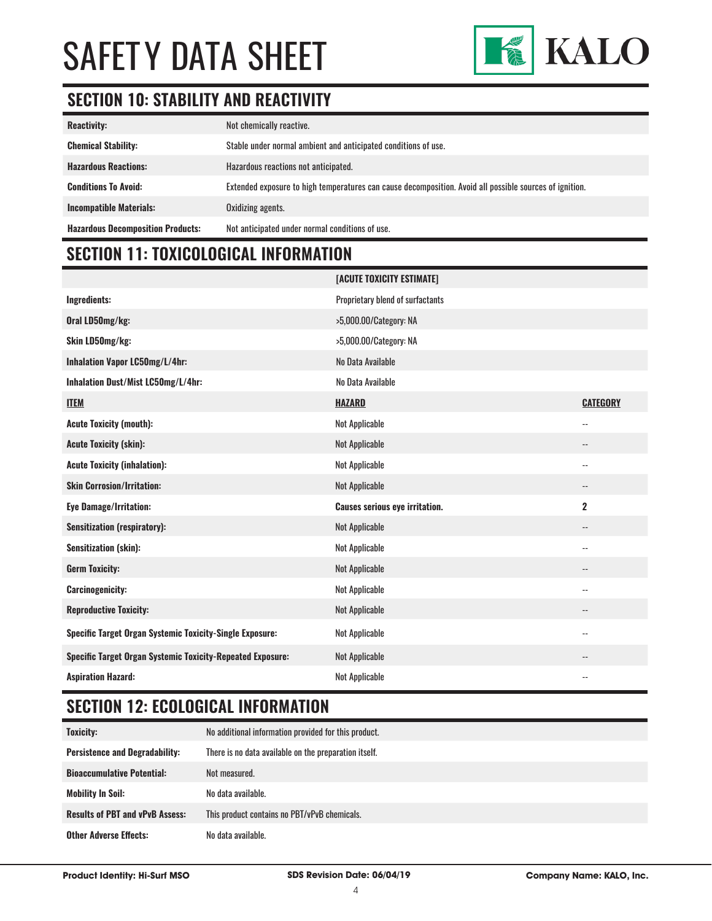# SAFETY DATA SHEET

## SECTION 10: STABILITY AND REACTIVITY

| | |
|---|---|
| **Reactivity:** | Not chemically reactive. |
| **Chemical Stability:** | Stable under normal ambient and anticipated conditions of use. |
| **Hazardous Reactions:** | Hazardous reactions not anticipated. |
| **Conditions To Avoid:** | Extended exposure to high temperatures can cause decomposition. Avoid all possible sources of ignition. |
| **Incompatible Materials:** | Oxidizing agents. |
| **Hazardous Decomposition Products:** | Not anticipated under normal conditions of use. |

## SECTION 11: TOXICOLOGICAL INFORMATION

| | **[ACUTE TOXICITY ESTIMATE]** | |
|---|---|---|
| **Ingredients:** | Proprietary blend of surfactants | |
| **Oral LD50mg/kg:** | >5,000.00/Category: NA | |
| **Skin LD50mg/kg:** | >5,000.00/Category: NA | |
| **Inhalation Vapor LC50mg/L/4hr:** | No Data Available | |
| **Inhalation Dust/Mist LC50mg/L/4hr:** | No Data Available | |
| **ITEM** | **HAZARD** | **CATEGORY** |
| **Acute Toxicity (mouth):** | Not Applicable | -- |
| **Acute Toxicity (skin):** | Not Applicable | -- |
| **Acute Toxicity (inhalation):** | Not Applicable | -- |
| **Skin Corrosion/Irritation:** | Not Applicable | -- |
| **Eye Damage/Irritation:** | **Causes serious eye irritation.** | **2** |
| **Sensitization (respiratory):** | Not Applicable | -- |
| **Sensitization (skin):** | Not Applicable | -- |
| **Germ Toxicity:** | Not Applicable | -- |
| **Carcinogenicity:** | Not Applicable | -- |
| **Reproductive Toxicity:** | Not Applicable | -- |
| **Specific Target Organ Systemic Toxicity-Single Exposure:** | Not Applicable | -- |
| **Specific Target Organ Systemic Toxicity-Repeated Exposure:** | Not Applicable | -- |
| **Aspiration Hazard:** | Not Applicable | -- |

## SECTION 12: ECOLOGICAL INFORMATION

| | |
|---|---|
| **Toxicity:** | No additional information provided for this product. |
| **Persistence and Degradability:** | There is no data available on the preparation itself. |
| **Bioaccumulative Potential:** | Not measured. |
| **Mobility In Soil:** | No data available. |
| **Results of PBT and vPvB Assess:** | This product contains no PBT/vPvB chemicals. |
| **Other Adverse Effects:** | No data available. |

**Product Identity: Hi-Surf MSO** | **SDS Revision Date: 06/04/19** | **Company Name: KALO, Inc.**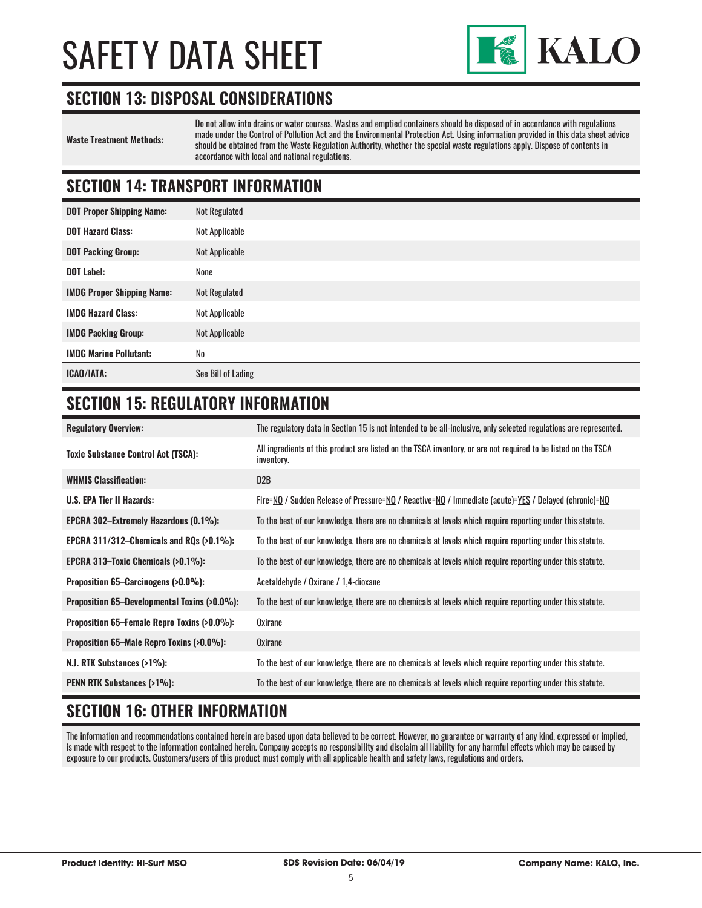# SAFETY DATA SHEET

## SECTION 13: DISPOSAL CONSIDERATIONS

| | |
|---|---|
| **Waste Treatment Methods:** | Do not allow into drains or water courses. Wastes and emptied containers should be disposed of in accordance with regulations made under the Control of Pollution Act and the Environmental Protection Act. Using information provided in this data sheet advice should be obtained from the Waste Regulation Authority, whether the special waste regulations apply. Dispose of contents in accordance with local and national regulations. |

## SECTION 14: TRANSPORT INFORMATION

| | |
|---|---|
| **DOT Proper Shipping Name:** | Not Regulated |
| **DOT Hazard Class:** | Not Applicable |
| **DOT Packing Group:** | Not Applicable |
| **DOT Label:** | None |
| **IMDG Proper Shipping Name:** | Not Regulated |
| **IMDG Hazard Class:** | Not Applicable |
| **IMDG Packing Group:** | Not Applicable |
| **IMDG Marine Pollutant:** | No |
| **ICAO/IATA:** | See Bill of Lading |

## SECTION 15: REGULATORY INFORMATION

| | |
|---|---|
| **Regulatory Overview:** | The regulatory data in Section 15 is not intended to be all-inclusive, only selected regulations are represented. |
| **Toxic Substance Control Act (TSCA):** | All ingredients of this product are listed on the TSCA inventory, or are not required to be listed on the TSCA inventory. |
| **WHMIS Classification:** | D2B |
| **U.S. EPA Tier II Hazards:** | Fire=NO / Sudden Release of Pressure=NO / Reactive=NO / Immediate (acute)=YES / Delayed (chronic)=NO |
| **EPCRA 302–Extremely Hazardous (0.1%):** | To the best of our knowledge, there are no chemicals at levels which require reporting under this statute. |
| **EPCRA 311/312–Chemicals and RQs (>0.1%):** | To the best of our knowledge, there are no chemicals at levels which require reporting under this statute. |
| **EPCRA 313–Toxic Chemicals (>0.1%):** | To the best of our knowledge, there are no chemicals at levels which require reporting under this statute. |
| **Proposition 65–Carcinogens (>0.0%):** | Acetaldehyde / Oxirane / 1,4-dioxane |
| **Proposition 65–Developmental Toxins (>0.0%):** | To the best of our knowledge, there are no chemicals at levels which require reporting under this statute. |
| **Proposition 65–Female Repro Toxins (>0.0%):** | Oxirane |
| **Proposition 65–Male Repro Toxins (>0.0%):** | Oxirane |
| **N.J. RTK Substances (>1%):** | To the best of our knowledge, there are no chemicals at levels which require reporting under this statute. |
| **PENN RTK Substances (>1%):** | To the best of our knowledge, there are no chemicals at levels which require reporting under this statute. |

## SECTION 16: OTHER INFORMATION

The information and recommendations contained herein are based upon data believed to be correct. However, no guarantee or warranty of any kind, expressed or implied, is made with respect to the information contained herein. Company accepts no responsibility and disclaim all liability for any harmful effects which may be caused by exposure to our products. Customers/users of this product must comply with all applicable health and safety laws, regulations and orders.